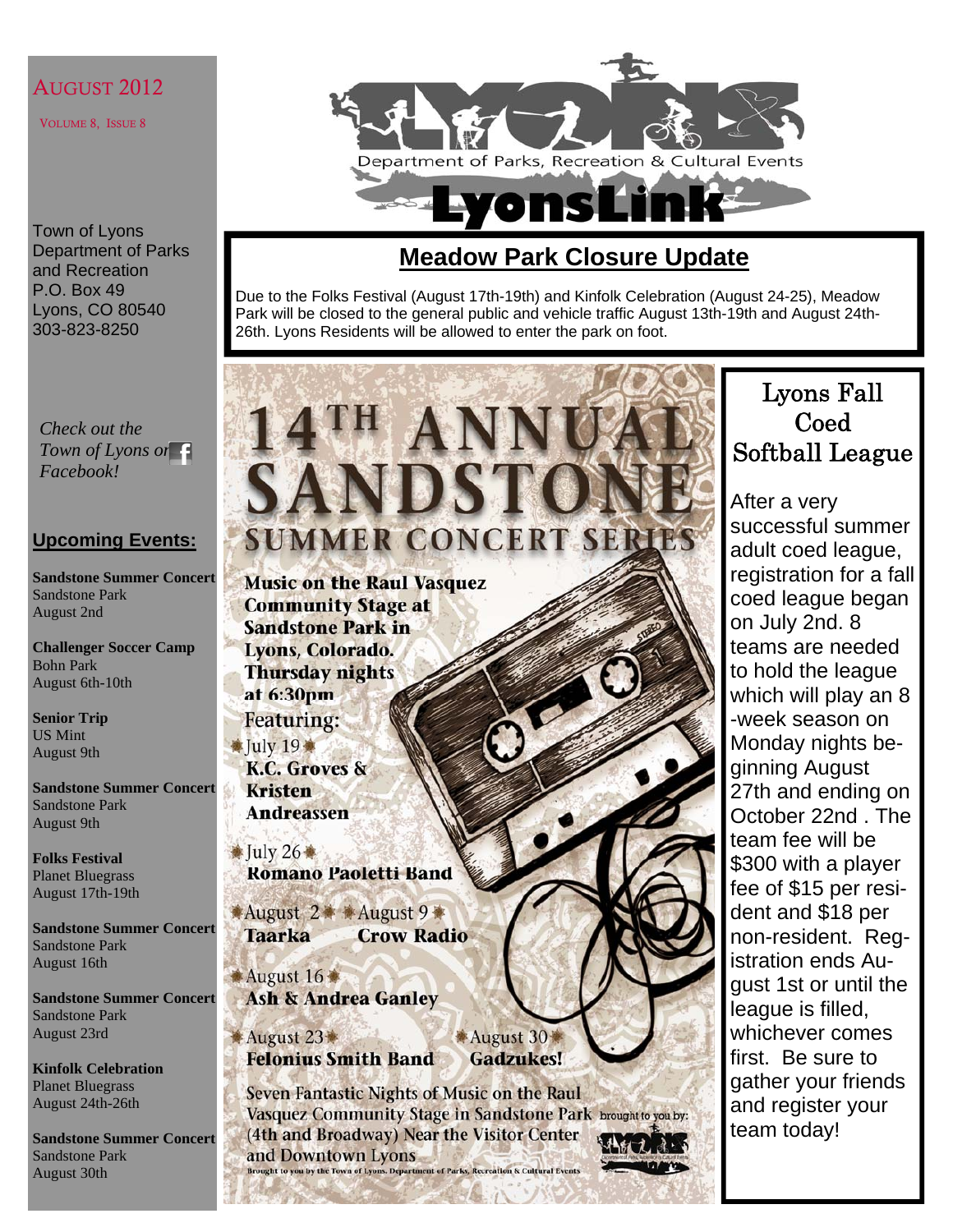AUGUST 2012

VOLUME 8, ISSUE 8

Town of Lyons Department of Parks and Recreation
P.O. Box 49
Lyons, CO 80540
303-823-8250

*Check out the Town of Lyons on Facebook!*

## Upcoming Events:

**Sandstone Summer Concert**
Sandstone Park
August 2nd

**Challenger Soccer Camp**
Bohn Park
August 6th-10th

**Senior Trip**
US Mint
August 9th

**Sandstone Summer Concert**
Sandstone Park
August 9th

**Folks Festival**
Planet Bluegrass
August 17th-19th

**Sandstone Summer Concert**
Sandstone Park
August 16th

**Sandstone Summer Concert**
Sandstone Park
August 23rd

**Kinfolk Celebration**
Planet Bluegrass
August 24th-26th

**Sandstone Summer Concert**
Sandstone Park
August 30th

# LyonsLink

Department of Parks, Recreation & Cultural Events

## Meadow Park Closure Update

Due to the Folks Festival (August 17th-19th) and Kinfolk Celebration (August 24-25), Meadow Park will be closed to the general public and vehicle traffic August 13th-19th and August 24th-26th. Lyons Residents will be allowed to enter the park on foot.

## 14TH ANNUAL SANDSTONE SUMMER CONCERT SERIES

**Music on the Raul Vasquez Community Stage at Sandstone Park in Lyons, Colorado. Thursday nights at 6:30pm**

Featuring:

July 19
**K.C. Groves & Kristen Andreassen**

July 26
**Romano Paoletti Band**

August 2
**Taarka**

August 9
**Crow Radio**

August 16
**Ash & Andrea Ganley**

August 23
**Felonius Smith Band**

August 30
**Gadzukes!**

Seven Fantastic Nights of Music on the Raul Vasquez Community Stage in Sandstone Park (4th and Broadway) Near the Visitor Center and Downtown Lyons

Brought to you by the Town of Lyons, Department of Parks, Recreation & Cultural Events

## Lyons Fall Coed Softball League

After a very successful summer adult coed league, registration for a fall coed league began on July 2nd. 8 teams are needed to hold the league which will play an 8-week season on Monday nights beginning August 27th and ending on October 22nd . The team fee will be $300 with a player fee of $15 per resident and $18 per non-resident. Registration ends August 1st or until the league is filled, whichever comes first. Be sure to gather your friends and register your team today!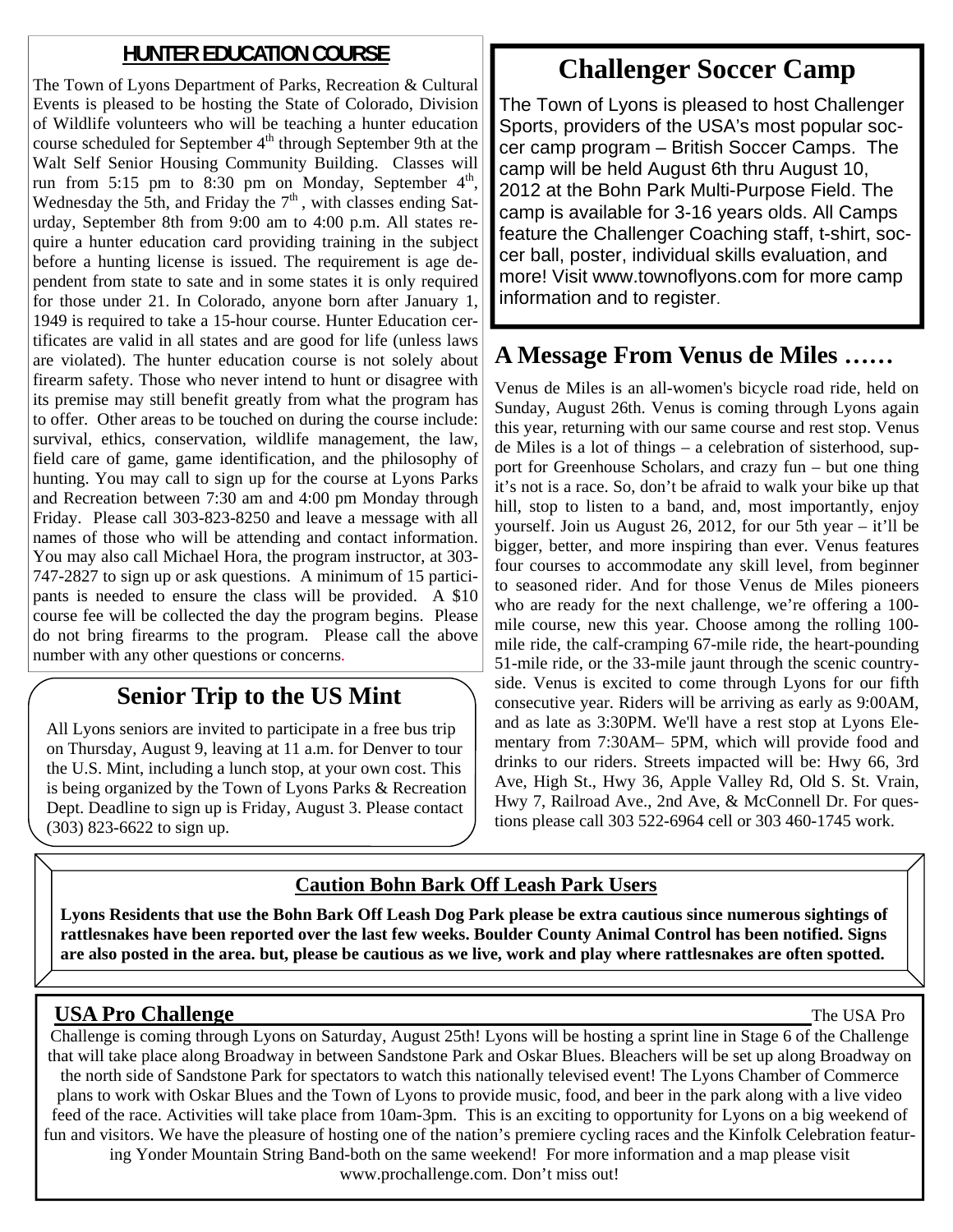## HUNTER EDUCATION COURSE

The Town of Lyons Department of Parks, Recreation & Cultural Events is pleased to be hosting the State of Colorado, Division of Wildlife volunteers who will be teaching a hunter education course scheduled for September 4th through September 9th at the Walt Self Senior Housing Community Building. Classes will run from 5:15 pm to 8:30 pm on Monday, September 4th, Wednesday the 5th, and Friday the 7th, with classes ending Saturday, September 8th from 9:00 am to 4:00 p.m. All states require a hunter education card providing training in the subject before a hunting license is issued. The requirement is age dependent from state to sate and in some states it is only required for those under 21. In Colorado, anyone born after January 1, 1949 is required to take a 15-hour course. Hunter Education certificates are valid in all states and are good for life (unless laws are violated). The hunter education course is not solely about firearm safety. Those who never intend to hunt or disagree with its premise may still benefit greatly from what the program has to offer. Other areas to be touched on during the course include: survival, ethics, conservation, wildlife management, the law, field care of game, game identification, and the philosophy of hunting. You may call to sign up for the course at Lyons Parks and Recreation between 7:30 am and 4:00 pm Monday through Friday. Please call 303-823-8250 and leave a message with all names of those who will be attending and contact information. You may also call Michael Hora, the program instructor, at 303-747-2827 to sign up or ask questions. A minimum of 15 participants is needed to ensure the class will be provided. A $10 course fee will be collected the day the program begins. Please do not bring firearms to the program. Please call the above number with any other questions or concerns.

## Senior Trip to the US Mint

All Lyons seniors are invited to participate in a free bus trip on Thursday, August 9, leaving at 11 a.m. for Denver to tour the U.S. Mint, including a lunch stop, at your own cost. This is being organized by the Town of Lyons Parks & Recreation Dept. Deadline to sign up is Friday, August 3. Please contact (303) 823-6622 to sign up.

## Challenger Soccer Camp

The Town of Lyons is pleased to host Challenger Sports, providers of the USA's most popular soccer camp program – British Soccer Camps. The camp will be held August 6th thru August 10, 2012 at the Bohn Park Multi-Purpose Field. The camp is available for 3-16 years olds. All Camps feature the Challenger Coaching staff, t-shirt, soccer ball, poster, individual skills evaluation, and more! Visit www.townoflyons.com for more camp information and to register.

## A Message From Venus de Miles ……

Venus de Miles is an all-women's bicycle road ride, held on Sunday, August 26th. Venus is coming through Lyons again this year, returning with our same course and rest stop. Venus de Miles is a lot of things – a celebration of sisterhood, support for Greenhouse Scholars, and crazy fun – but one thing it's not is a race. So, don't be afraid to walk your bike up that hill, stop to listen to a band, and, most importantly, enjoy yourself. Join us August 26, 2012, for our 5th year – it'll be bigger, better, and more inspiring than ever. Venus features four courses to accommodate any skill level, from beginner to seasoned rider. And for those Venus de Miles pioneers who are ready for the next challenge, we're offering a 100-mile course, new this year. Choose among the rolling 100-mile ride, the calf-cramping 67-mile ride, the heart-pounding 51-mile ride, or the 33-mile jaunt through the scenic countryside. Venus is excited to come through Lyons for our fifth consecutive year. Riders will be arriving as early as 9:00AM, and as late as 3:30PM. We'll have a rest stop at Lyons Elementary from 7:30AM– 5PM, which will provide food and drinks to our riders. Streets impacted will be: Hwy 66, 3rd Ave, High St., Hwy 36, Apple Valley Rd, Old S. St. Vrain, Hwy 7, Railroad Ave., 2nd Ave, & McConnell Dr. For questions please call 303 522-6964 cell or 303 460-1745 work.

## Caution Bohn Bark Off Leash Park Users

**Lyons Residents that use the Bohn Bark Off Leash Dog Park please be extra cautious since numerous sightings of rattlesnakes have been reported over the last few weeks. Boulder County Animal Control has been notified. Signs are also posted in the area. but, please be cautious as we live, work and play where rattlesnakes are often spotted.**

## USA Pro Challenge

The USA Pro Challenge is coming through Lyons on Saturday, August 25th! Lyons will be hosting a sprint line in Stage 6 of the Challenge that will take place along Broadway in between Sandstone Park and Oskar Blues. Bleachers will be set up along Broadway on the north side of Sandstone Park for spectators to watch this nationally televised event! The Lyons Chamber of Commerce plans to work with Oskar Blues and the Town of Lyons to provide music, food, and beer in the park along with a live video feed of the race. Activities will take place from 10am-3pm. This is an exciting to opportunity for Lyons on a big weekend of fun and visitors. We have the pleasure of hosting one of the nation's premiere cycling races and the Kinfolk Celebration featuring Yonder Mountain String Band-both on the same weekend! For more information and a map please visit www.prochallenge.com. Don't miss out!